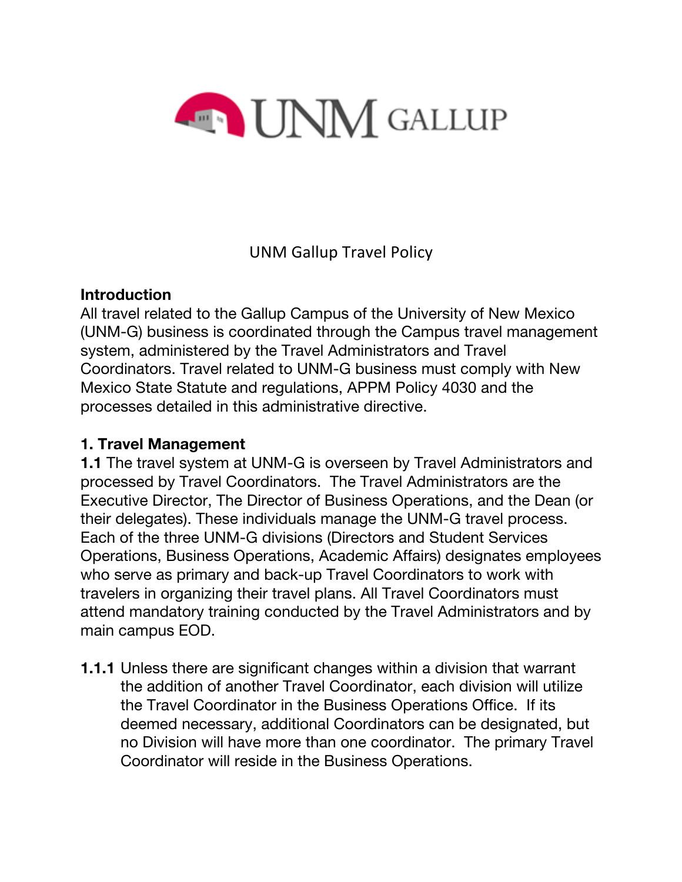# UNM Gallup Travel Policy

## Introduction

All travel related to the Gallup Campus of the University of New Mexico (UNM-G) business is coordinated through the Campus travel management system, administered by the Travel Administrators and Travel Coordinators. Travel related to UNM-G business must comply with New Mexico State Statute and regulations, APPM Policy 4030 and the processes detailed in this administrative directive.

## 1. Travel Management

**1.1** The travel system at UNM-G is overseen by Travel Administrators and processed by Travel Coordinators. The Travel Administrators are the Executive Director, The Director of Business Operations, and the Dean (or their delegates). These individuals manage the UNM-G travel process. Each of the three UNM-G divisions (Directors and Student Services Operations, Business Operations, Academic Affairs) designates employees who serve as primary and back-up Travel Coordinators to work with travelers in organizing their travel plans. All Travel Coordinators must attend mandatory training conducted by the Travel Administrators and by main campus EOD.

**1.1.1** Unless there are significant changes within a division that warrant the addition of another Travel Coordinator, each division will utilize the Travel Coordinator in the Business Operations Office. If its deemed necessary, additional Coordinators can be designated, but no Division will have more than one coordinator. The primary Travel Coordinator will reside in the Business Operations.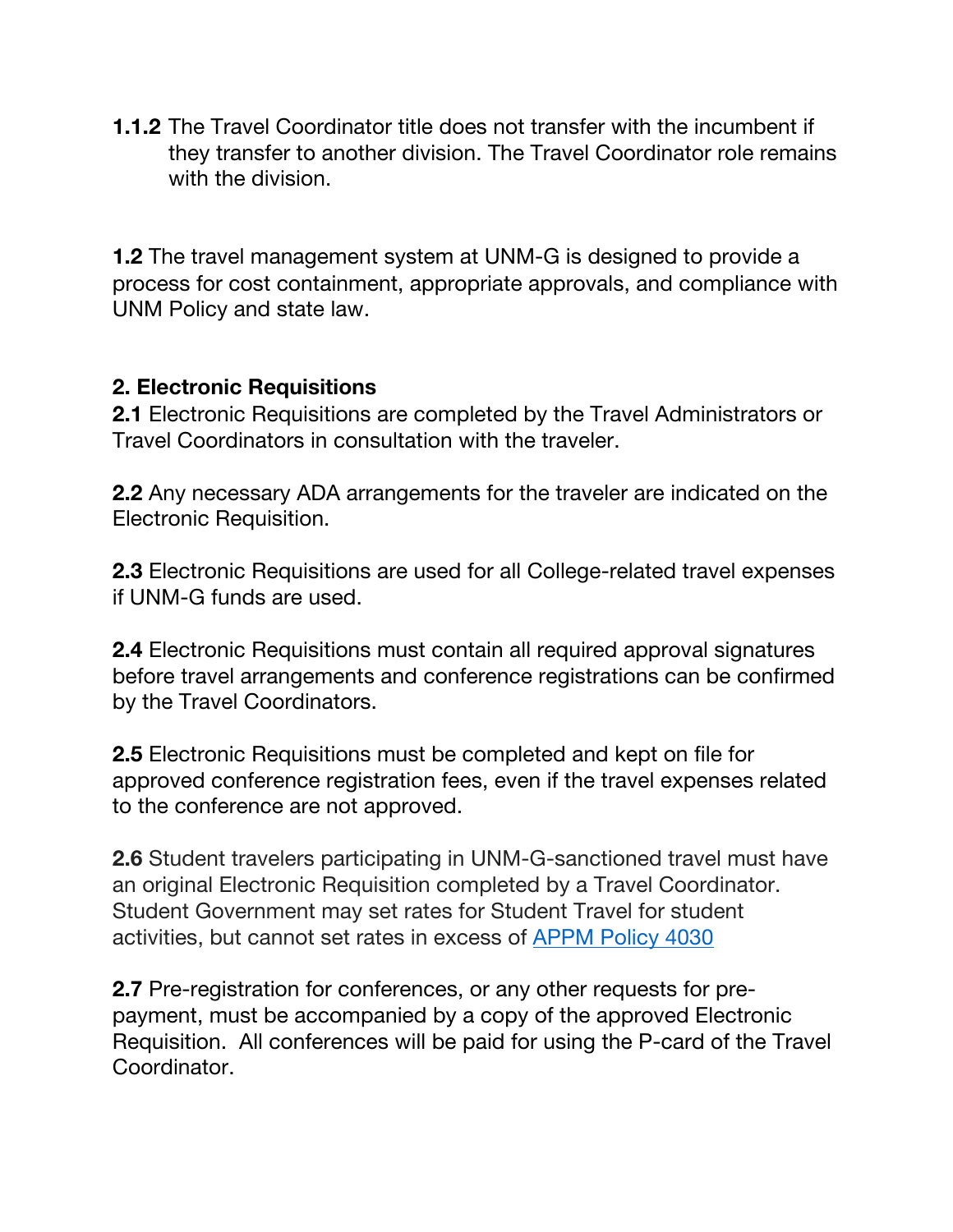**1.1.2** The Travel Coordinator title does not transfer with the incumbent if they transfer to another division. The Travel Coordinator role remains with the division.

**1.2** The travel management system at UNM-G is designed to provide a process for cost containment, appropriate approvals, and compliance with UNM Policy and state law.

## 2. Electronic Requisitions

**2.1** Electronic Requisitions are completed by the Travel Administrators or Travel Coordinators in consultation with the traveler.

**2.2** Any necessary ADA arrangements for the traveler are indicated on the Electronic Requisition.

**2.3** Electronic Requisitions are used for all College-related travel expenses if UNM-G funds are used.

**2.4** Electronic Requisitions must contain all required approval signatures before travel arrangements and conference registrations can be confirmed by the Travel Coordinators.

**2.5** Electronic Requisitions must be completed and kept on file for approved conference registration fees, even if the travel expenses related to the conference are not approved.

**2.6** Student travelers participating in UNM-G-sanctioned travel must have an original Electronic Requisition completed by a Travel Coordinator. Student Government may set rates for Student Travel for student activities, but cannot set rates in excess of [APPM Policy 4030]

**2.7** Pre-registration for conferences, or any other requests for pre-payment, must be accompanied by a copy of the approved Electronic Requisition. All conferences will be paid for using the P-card of the Travel Coordinator.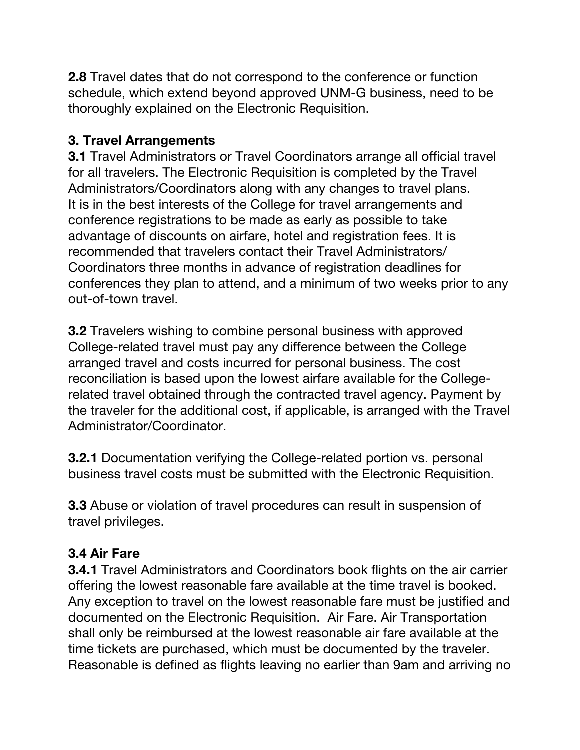**2.8** Travel dates that do not correspond to the conference or function schedule, which extend beyond approved UNM-G business, need to be thoroughly explained on the Electronic Requisition.

## 3. Travel Arrangements

**3.1** Travel Administrators or Travel Coordinators arrange all official travel for all travelers. The Electronic Requisition is completed by the Travel Administrators/Coordinators along with any changes to travel plans. It is in the best interests of the College for travel arrangements and conference registrations to be made as early as possible to take advantage of discounts on airfare, hotel and registration fees. It is recommended that travelers contact their Travel Administrators/ Coordinators three months in advance of registration deadlines for conferences they plan to attend, and a minimum of two weeks prior to any out-of-town travel.

**3.2** Travelers wishing to combine personal business with approved College-related travel must pay any difference between the College arranged travel and costs incurred for personal business. The cost reconciliation is based upon the lowest airfare available for the College-related travel obtained through the contracted travel agency. Payment by the traveler for the additional cost, if applicable, is arranged with the Travel Administrator/Coordinator.

**3.2.1** Documentation verifying the College-related portion vs. personal business travel costs must be submitted with the Electronic Requisition.

**3.3** Abuse or violation of travel procedures can result in suspension of travel privileges.

### 3.4 Air Fare

**3.4.1** Travel Administrators and Coordinators book flights on the air carrier offering the lowest reasonable fare available at the time travel is booked. Any exception to travel on the lowest reasonable fare must be justified and documented on the Electronic Requisition. Air Fare. Air Transportation shall only be reimbursed at the lowest reasonable air fare available at the time tickets are purchased, which must be documented by the traveler. Reasonable is defined as flights leaving no earlier than 9am and arriving no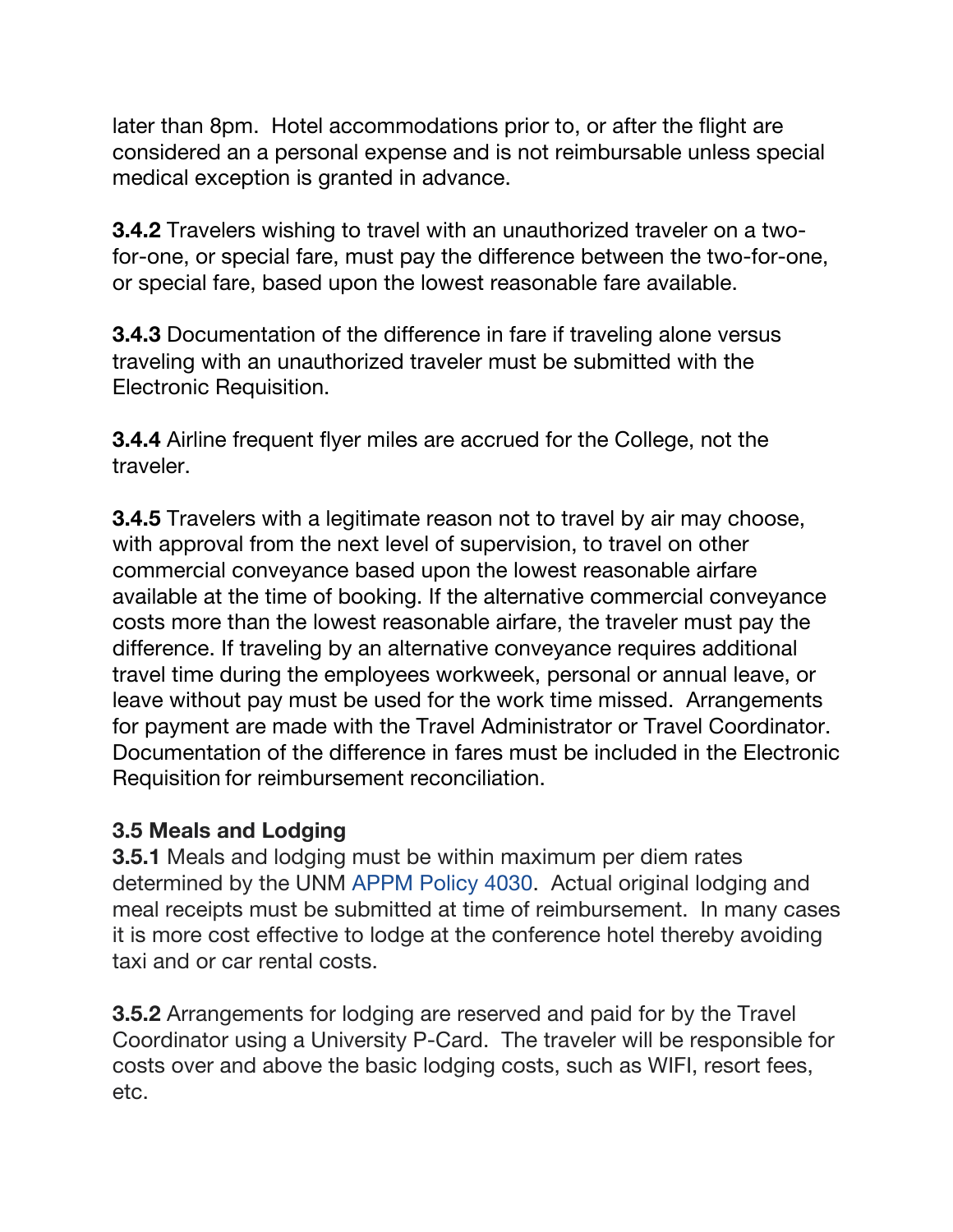later than 8pm. Hotel accommodations prior to, or after the flight are considered an a personal expense and is not reimbursable unless special medical exception is granted in advance.

**3.4.2** Travelers wishing to travel with an unauthorized traveler on a two-for-one, or special fare, must pay the difference between the two-for-one, or special fare, based upon the lowest reasonable fare available.

**3.4.3** Documentation of the difference in fare if traveling alone versus traveling with an unauthorized traveler must be submitted with the Electronic Requisition.

**3.4.4** Airline frequent flyer miles are accrued for the College, not the traveler.

**3.4.5** Travelers with a legitimate reason not to travel by air may choose, with approval from the next level of supervision, to travel on other commercial conveyance based upon the lowest reasonable airfare available at the time of booking. If the alternative commercial conveyance costs more than the lowest reasonable airfare, the traveler must pay the difference. If traveling by an alternative conveyance requires additional travel time during the employees workweek, personal or annual leave, or leave without pay must be used for the work time missed. Arrangements for payment are made with the Travel Administrator or Travel Coordinator. Documentation of the difference in fares must be included in the Electronic Requisition for reimbursement reconciliation.

### 3.5 Meals and Lodging

**3.5.1** Meals and lodging must be within maximum per diem rates determined by the UNM APPM Policy 4030. Actual original lodging and meal receipts must be submitted at time of reimbursement. In many cases it is more cost effective to lodge at the conference hotel thereby avoiding taxi and or car rental costs.

**3.5.2** Arrangements for lodging are reserved and paid for by the Travel Coordinator using a University P-Card. The traveler will be responsible for costs over and above the basic lodging costs, such as WIFI, resort fees, etc.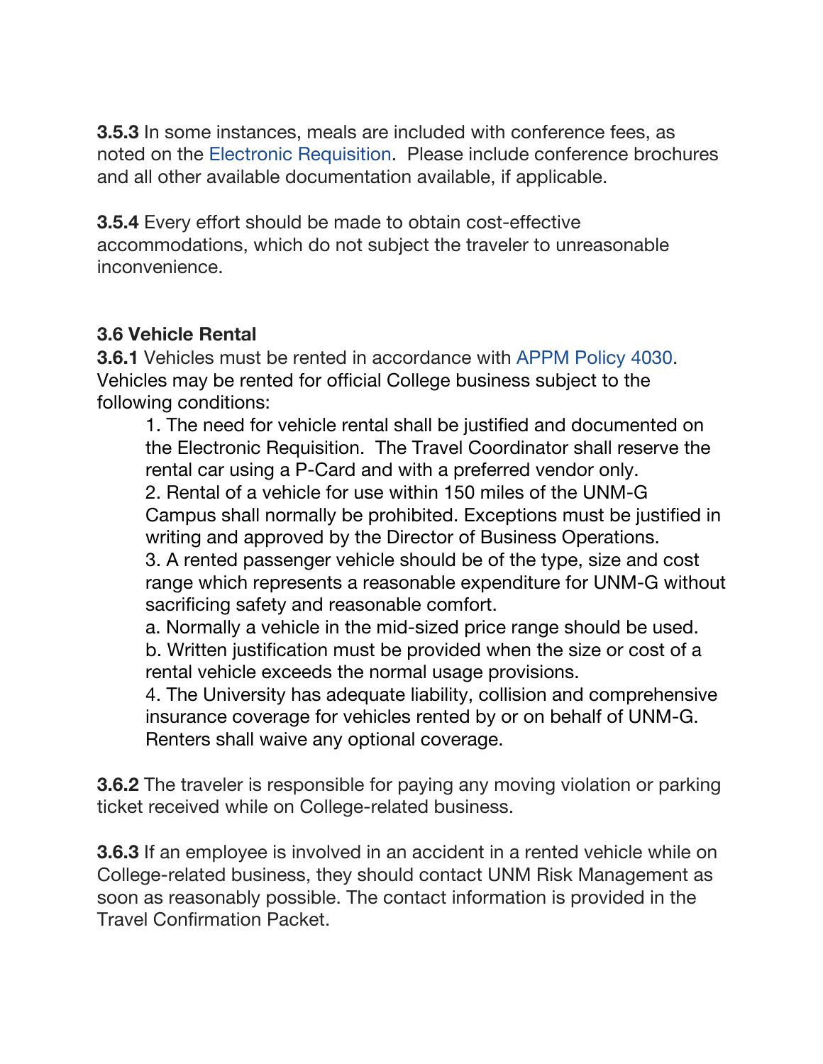**3.5.3** In some instances, meals are included with conference fees, as noted on the Electronic Requisition. Please include conference brochures and all other available documentation available, if applicable.

**3.5.4** Every effort should be made to obtain cost-effective accommodations, which do not subject the traveler to unreasonable inconvenience.

### 3.6 Vehicle Rental

**3.6.1** Vehicles must be rented in accordance with APPM Policy 4030. Vehicles may be rented for official College business subject to the following conditions:

1. The need for vehicle rental shall be justified and documented on the Electronic Requisition. The Travel Coordinator shall reserve the rental car using a P-Card and with a preferred vendor only.
2. Rental of a vehicle for use within 150 miles of the UNM-G Campus shall normally be prohibited. Exceptions must be justified in writing and approved by the Director of Business Operations.
3. A rented passenger vehicle should be of the type, size and cost range which represents a reasonable expenditure for UNM-G without sacrificing safety and reasonable comfort.
   a. Normally a vehicle in the mid-sized price range should be used.
   b. Written justification must be provided when the size or cost of a rental vehicle exceeds the normal usage provisions.
4. The University has adequate liability, collision and comprehensive insurance coverage for vehicles rented by or on behalf of UNM-G. Renters shall waive any optional coverage.

**3.6.2** The traveler is responsible for paying any moving violation or parking ticket received while on College-related business.

**3.6.3** If an employee is involved in an accident in a rented vehicle while on College-related business, they should contact UNM Risk Management as soon as reasonably possible. The contact information is provided in the Travel Confirmation Packet.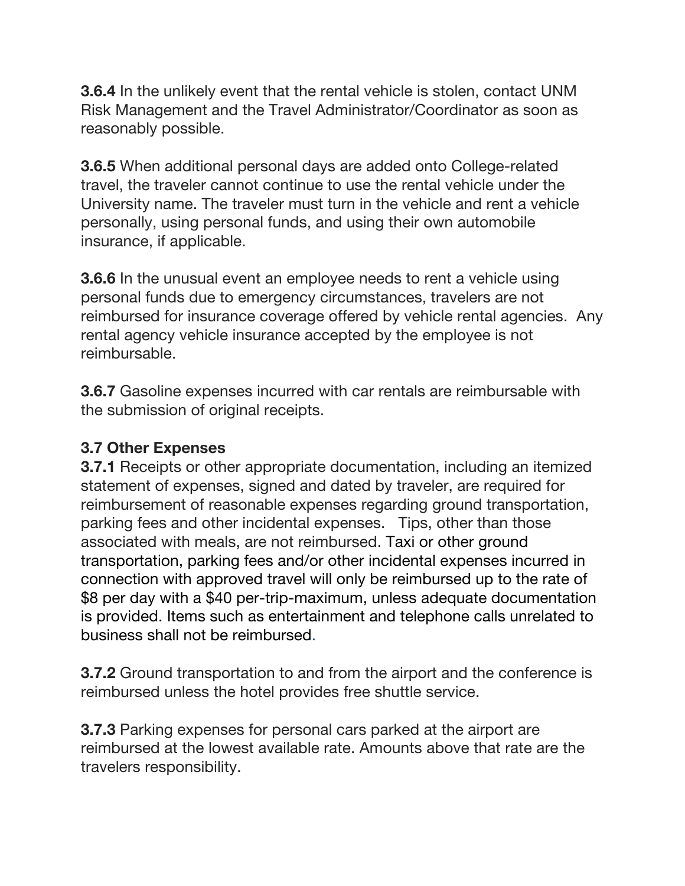**3.6.4** In the unlikely event that the rental vehicle is stolen, contact UNM Risk Management and the Travel Administrator/Coordinator as soon as reasonably possible.

**3.6.5** When additional personal days are added onto College-related travel, the traveler cannot continue to use the rental vehicle under the University name. The traveler must turn in the vehicle and rent a vehicle personally, using personal funds, and using their own automobile insurance, if applicable.

**3.6.6** In the unusual event an employee needs to rent a vehicle using personal funds due to emergency circumstances, travelers are not reimbursed for insurance coverage offered by vehicle rental agencies. Any rental agency vehicle insurance accepted by the employee is not reimbursable.

**3.6.7** Gasoline expenses incurred with car rentals are reimbursable with the submission of original receipts.

### 3.7 Other Expenses

**3.7.1** Receipts or other appropriate documentation, including an itemized statement of expenses, signed and dated by traveler, are required for reimbursement of reasonable expenses regarding ground transportation, parking fees and other incidental expenses. Tips, other than those associated with meals, are not reimbursed. Taxi or other ground transportation, parking fees and/or other incidental expenses incurred in connection with approved travel will only be reimbursed up to the rate of $8 per day with a $40 per-trip-maximum, unless adequate documentation is provided. Items such as entertainment and telephone calls unrelated to business shall not be reimbursed.

**3.7.2** Ground transportation to and from the airport and the conference is reimbursed unless the hotel provides free shuttle service.

**3.7.3** Parking expenses for personal cars parked at the airport are reimbursed at the lowest available rate. Amounts above that rate are the travelers responsibility.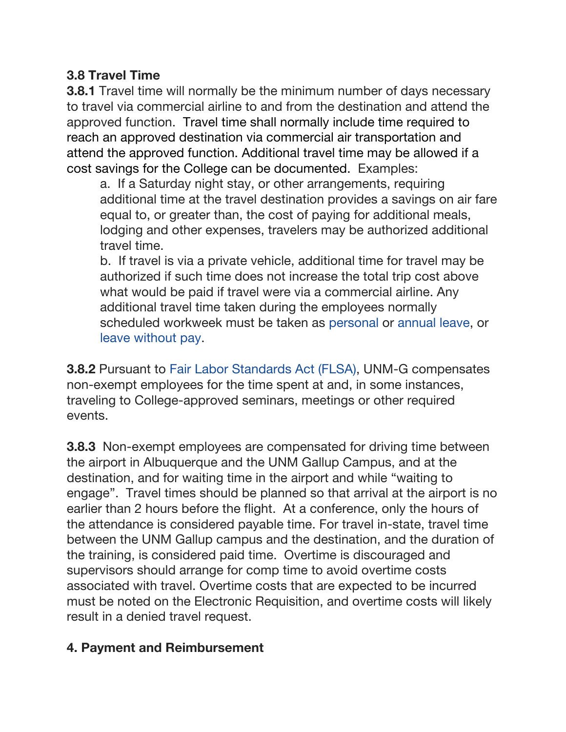### 3.8 Travel Time

**3.8.1** Travel time will normally be the minimum number of days necessary to travel via commercial airline to and from the destination and attend the approved function. Travel time shall normally include time required to reach an approved destination via commercial air transportation and attend the approved function. Additional travel time may be allowed if a cost savings for the College can be documented. Examples:

a. If a Saturday night stay, or other arrangements, requiring additional time at the travel destination provides a savings on air fare equal to, or greater than, the cost of paying for additional meals, lodging and other expenses, travelers may be authorized additional travel time.

b. If travel is via a private vehicle, additional time for travel may be authorized if such time does not increase the total trip cost above what would be paid if travel were via a commercial airline. Any additional travel time taken during the employees normally scheduled workweek must be taken as personal or annual leave, or leave without pay.

**3.8.2** Pursuant to Fair Labor Standards Act (FLSA), UNM-G compensates non-exempt employees for the time spent at and, in some instances, traveling to College-approved seminars, meetings or other required events.

**3.8.3** Non-exempt employees are compensated for driving time between the airport in Albuquerque and the UNM Gallup Campus, and at the destination, and for waiting time in the airport and while "waiting to engage". Travel times should be planned so that arrival at the airport is no earlier than 2 hours before the flight. At a conference, only the hours of the attendance is considered payable time. For travel in-state, travel time between the UNM Gallup campus and the destination, and the duration of the training, is considered paid time. Overtime is discouraged and supervisors should arrange for comp time to avoid overtime costs associated with travel. Overtime costs that are expected to be incurred must be noted on the Electronic Requisition, and overtime costs will likely result in a denied travel request.

## 4. Payment and Reimbursement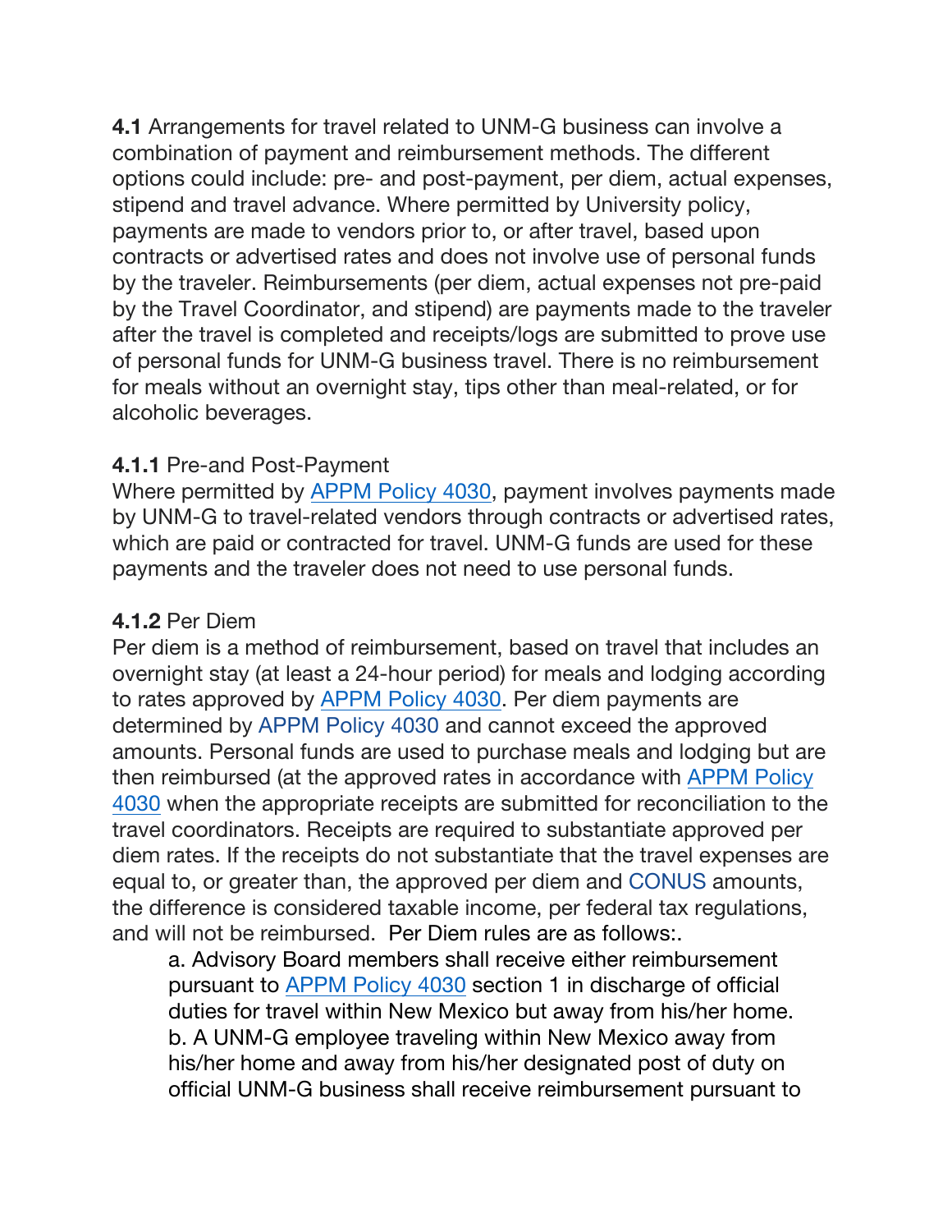**4.1** Arrangements for travel related to UNM-G business can involve a combination of payment and reimbursement methods. The different options could include: pre- and post-payment, per diem, actual expenses, stipend and travel advance. Where permitted by University policy, payments are made to vendors prior to, or after travel, based upon contracts or advertised rates and does not involve use of personal funds by the traveler. Reimbursements (per diem, actual expenses not pre-paid by the Travel Coordinator, and stipend) are payments made to the traveler after the travel is completed and receipts/logs are submitted to prove use of personal funds for UNM-G business travel. There is no reimbursement for meals without an overnight stay, tips other than meal-related, or for alcoholic beverages.

**4.1.1** Pre-and Post-Payment
Where permitted by APPM Policy 4030, payment involves payments made by UNM-G to travel-related vendors through contracts or advertised rates, which are paid or contracted for travel. UNM-G funds are used for these payments and the traveler does not need to use personal funds.

**4.1.2** Per Diem
Per diem is a method of reimbursement, based on travel that includes an overnight stay (at least a 24-hour period) for meals and lodging according to rates approved by APPM Policy 4030. Per diem payments are determined by APPM Policy 4030 and cannot exceed the approved amounts. Personal funds are used to purchase meals and lodging but are then reimbursed (at the approved rates in accordance with APPM Policy 4030 when the appropriate receipts are submitted for reconciliation to the travel coordinators. Receipts are required to substantiate approved per diem rates. If the receipts do not substantiate that the travel expenses are equal to, or greater than, the approved per diem and CONUS amounts, the difference is considered taxable income, per federal tax regulations, and will not be reimbursed. Per Diem rules are as follows:.

a. Advisory Board members shall receive either reimbursement pursuant to APPM Policy 4030 section 1 in discharge of official duties for travel within New Mexico but away from his/her home.
b. A UNM-G employee traveling within New Mexico away from his/her home and away from his/her designated post of duty on official UNM-G business shall receive reimbursement pursuant to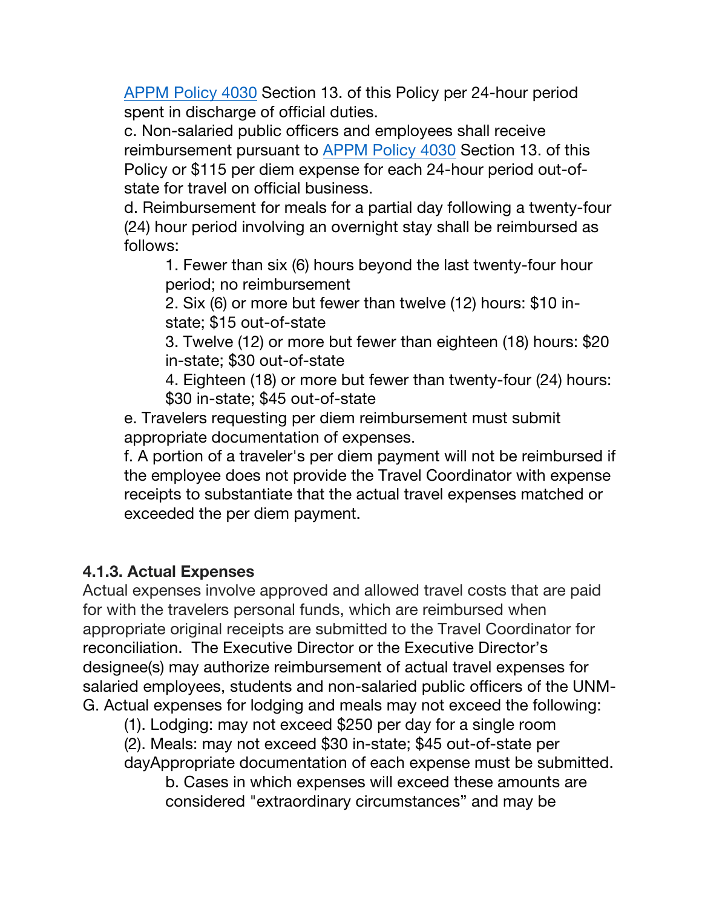[APPM Policy 4030](APPM Policy 4030) Section 13. of this Policy per 24-hour period spent in discharge of official duties.

c. Non-salaried public officers and employees shall receive reimbursement pursuant to APPM Policy 4030 Section 13. of this Policy or $115 per diem expense for each 24-hour period out-of-state for travel on official business.

d. Reimbursement for meals for a partial day following a twenty-four (24) hour period involving an overnight stay shall be reimbursed as follows:

1. Fewer than six (6) hours beyond the last twenty-four hour period; no reimbursement
2. Six (6) or more but fewer than twelve (12) hours: $10 in-state; $15 out-of-state
3. Twelve (12) or more but fewer than eighteen (18) hours: $20 in-state; $30 out-of-state
4. Eighteen (18) or more but fewer than twenty-four (24) hours: $30 in-state; $45 out-of-state

e. Travelers requesting per diem reimbursement must submit appropriate documentation of expenses.

f. A portion of a traveler's per diem payment will not be reimbursed if the employee does not provide the Travel Coordinator with expense receipts to substantiate that the actual travel expenses matched or exceeded the per diem payment.

### 4.1.3. Actual Expenses

Actual expenses involve approved and allowed travel costs that are paid for with the travelers personal funds, which are reimbursed when appropriate original receipts are submitted to the Travel Coordinator for reconciliation. The Executive Director or the Executive Director's designee(s) may authorize reimbursement of actual travel expenses for salaried employees, students and non-salaried public officers of the UNM-G. Actual expenses for lodging and meals may not exceed the following:

(1). Lodging: may not exceed $250 per day for a single room

(2). Meals: may not exceed $30 in-state; $45 out-of-state per dayAppropriate documentation of each expense must be submitted.

b. Cases in which expenses will exceed these amounts are considered "extraordinary circumstances" and may be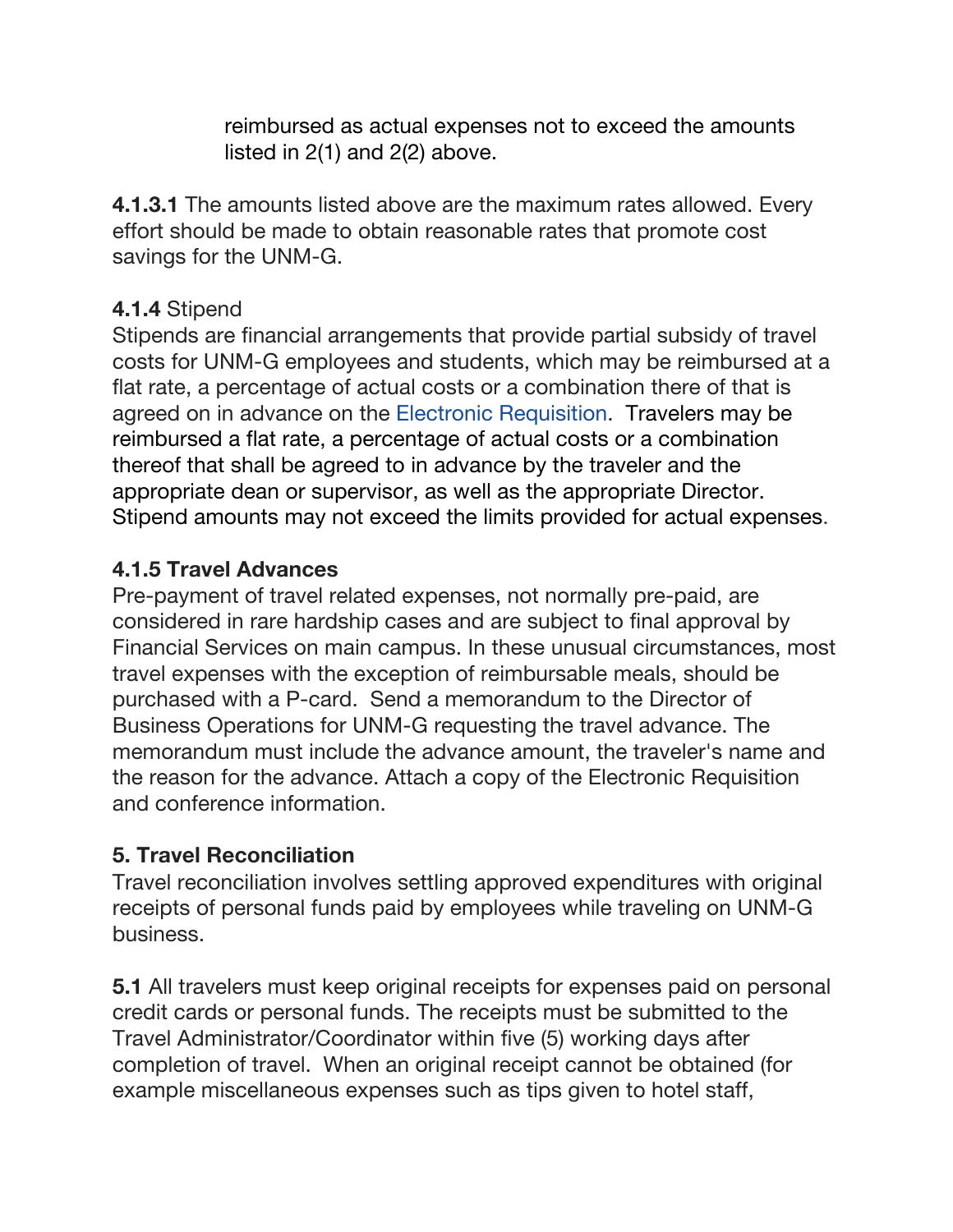reimbursed as actual expenses not to exceed the amounts listed in 2(1) and 2(2) above.

**4.1.3.1** The amounts listed above are the maximum rates allowed. Every effort should be made to obtain reasonable rates that promote cost savings for the UNM-G.

**4.1.4** Stipend
Stipends are financial arrangements that provide partial subsidy of travel costs for UNM-G employees and students, which may be reimbursed at a flat rate, a percentage of actual costs or a combination there of that is agreed on in advance on the Electronic Requisition. Travelers may be reimbursed a flat rate, a percentage of actual costs or a combination thereof that shall be agreed to in advance by the traveler and the appropriate dean or supervisor, as well as the appropriate Director. Stipend amounts may not exceed the limits provided for actual expenses.

**4.1.5 Travel Advances**
Pre-payment of travel related expenses, not normally pre-paid, are considered in rare hardship cases and are subject to final approval by Financial Services on main campus. In these unusual circumstances, most travel expenses with the exception of reimbursable meals, should be purchased with a P-card. Send a memorandum to the Director of Business Operations for UNM-G requesting the travel advance. The memorandum must include the advance amount, the traveler's name and the reason for the advance. Attach a copy of the Electronic Requisition and conference information.

**5. Travel Reconciliation**
Travel reconciliation involves settling approved expenditures with original receipts of personal funds paid by employees while traveling on UNM-G business.

**5.1** All travelers must keep original receipts for expenses paid on personal credit cards or personal funds. The receipts must be submitted to the Travel Administrator/Coordinator within five (5) working days after completion of travel. When an original receipt cannot be obtained (for example miscellaneous expenses such as tips given to hotel staff,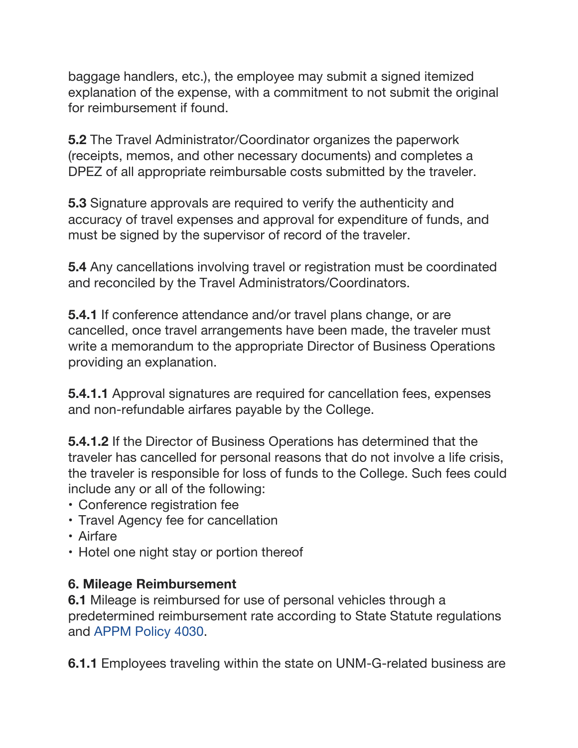baggage handlers, etc.), the employee may submit a signed itemized explanation of the expense, with a commitment to not submit the original for reimbursement if found.

**5.2** The Travel Administrator/Coordinator organizes the paperwork (receipts, memos, and other necessary documents) and completes a DPEZ of all appropriate reimbursable costs submitted by the traveler.

**5.3** Signature approvals are required to verify the authenticity and accuracy of travel expenses and approval for expenditure of funds, and must be signed by the supervisor of record of the traveler.

**5.4** Any cancellations involving travel or registration must be coordinated and reconciled by the Travel Administrators/Coordinators.

**5.4.1** If conference attendance and/or travel plans change, or are cancelled, once travel arrangements have been made, the traveler must write a memorandum to the appropriate Director of Business Operations providing an explanation.

**5.4.1.1** Approval signatures are required for cancellation fees, expenses and non-refundable airfares payable by the College.

**5.4.1.2** If the Director of Business Operations has determined that the traveler has cancelled for personal reasons that do not involve a life crisis, the traveler is responsible for loss of funds to the College. Such fees could include any or all of the following:

- Conference registration fee
- Travel Agency fee for cancellation
- Airfare
- Hotel one night stay or portion thereof

### 6. Mileage Reimbursement

**6.1** Mileage is reimbursed for use of personal vehicles through a predetermined reimbursement rate according to State Statute regulations and APPM Policy 4030.

**6.1.1** Employees traveling within the state on UNM-G-related business are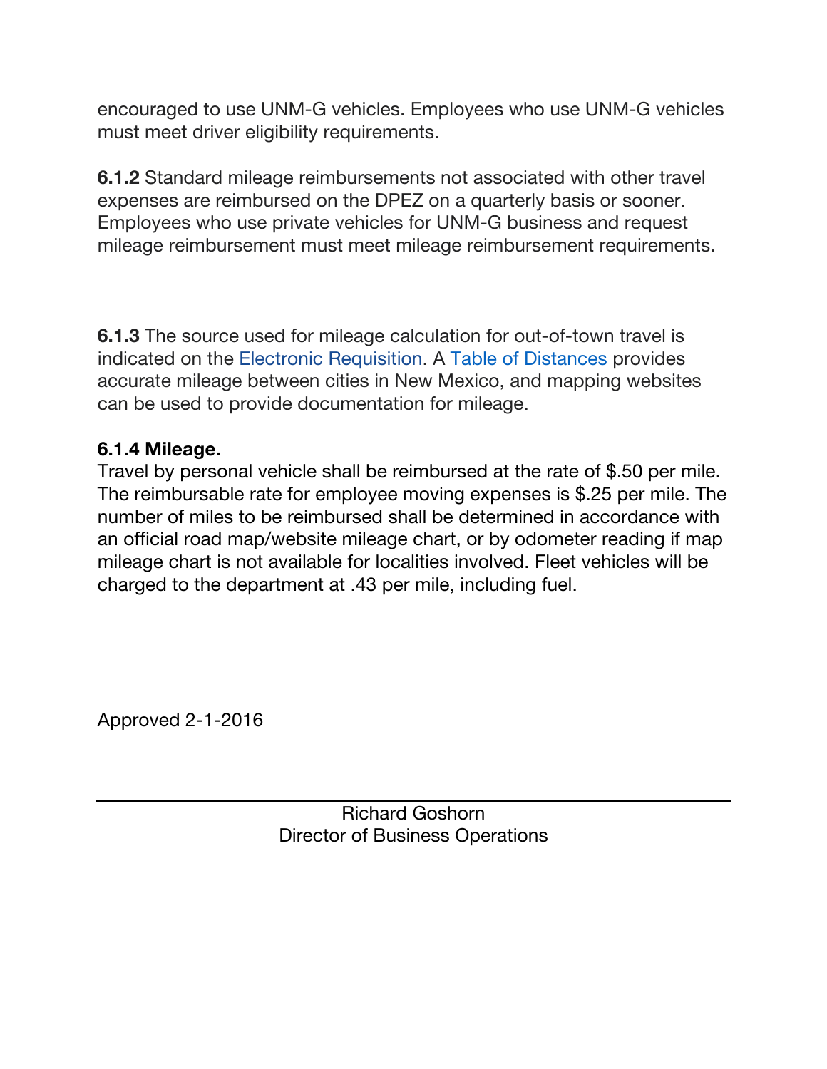encouraged to use UNM-G vehicles. Employees who use UNM-G vehicles must meet driver eligibility requirements.

**6.1.2** Standard mileage reimbursements not associated with other travel expenses are reimbursed on the DPEZ on a quarterly basis or sooner. Employees who use private vehicles for UNM-G business and request mileage reimbursement must meet mileage reimbursement requirements.

**6.1.3** The source used for mileage calculation for out-of-town travel is indicated on the Electronic Requisition. A Table of Distances provides accurate mileage between cities in New Mexico, and mapping websites can be used to provide documentation for mileage.

**6.1.4 Mileage.**
Travel by personal vehicle shall be reimbursed at the rate of $.50 per mile. The reimbursable rate for employee moving expenses is $.25 per mile. The number of miles to be reimbursed shall be determined in accordance with an official road map/website mileage chart, or by odometer reading if map mileage chart is not available for localities involved. Fleet vehicles will be charged to the department at .43 per mile, including fuel.

Approved 2-1-2016

---

Richard Goshorn
Director of Business Operations